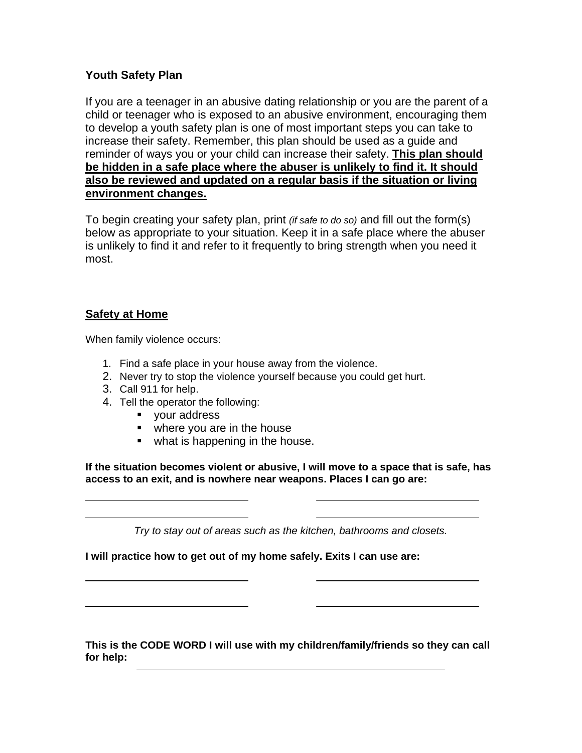**Youth Safety Plan**

If you are a teenager in an abusive dating relationship or you are the parent of a child or teenager who is exposed to an abusive environment, encouraging them to develop a youth safety plan is one of most important steps you can take to increase their safety. Remember, this plan should be used as a guide and reminder of ways you or your child can increase their safety. **This plan should be hidden in a safe place where the abuser is unlikely to find it. It should also be reviewed and updated on a regular basis if the situation or living environment changes.**

To begin creating your safety plan, print *(if safe to do so)* and fill out the form(s) below as appropriate to your situation. Keep it in a safe place where the abuser is unlikely to find it and refer to it frequently to bring strength when you need it most.

## Safety at Home

When family violence occurs:

1. Find a safe place in your house away from the violence.
2. Never try to stop the violence yourself because you could get hurt.
3. Call 911 for help.
4. Tell the operator the following:
   - your address
   - where you are in the house
   - what is happening in the house.

**If the situation becomes violent or abusive, I will move to a space that is safe, has access to an exit, and is nowhere near weapons. Places I can go are:**

\_\_\_\_\_\_\_\_\_\_\_\_\_\_\_\_\_\_\_\_\_\_\_\_\_\_\_\_\_\_ \_\_\_\_\_\_\_\_\_\_\_\_\_\_\_\_\_\_\_\_\_\_\_\_\_\_\_\_\_\_

\_\_\_\_\_\_\_\_\_\_\_\_\_\_\_\_\_\_\_\_\_\_\_\_\_\_\_\_\_\_ \_\_\_\_\_\_\_\_\_\_\_\_\_\_\_\_\_\_\_\_\_\_\_\_\_\_\_\_\_\_

*Try to stay out of areas such as the kitchen, bathrooms and closets.*

**I will practice how to get out of my home safely. Exits I can use are:**

\_\_\_\_\_\_\_\_\_\_\_\_\_\_\_\_\_\_\_\_\_\_\_\_\_\_\_\_\_\_ \_\_\_\_\_\_\_\_\_\_\_\_\_\_\_\_\_\_\_\_\_\_\_\_\_\_\_\_\_\_

\_\_\_\_\_\_\_\_\_\_\_\_\_\_\_\_\_\_\_\_\_\_\_\_\_\_\_\_\_\_ \_\_\_\_\_\_\_\_\_\_\_\_\_\_\_\_\_\_\_\_\_\_\_\_\_\_\_\_\_\_

**This is the CODE WORD I will use with my children/family/friends so they can call for help:** \_\_\_\_\_\_\_\_\_\_\_\_\_\_\_\_\_\_\_\_\_\_\_\_\_\_\_\_\_\_\_\_\_\_\_\_\_\_\_\_\_\_\_\_\_\_\_\_\_\_\_\_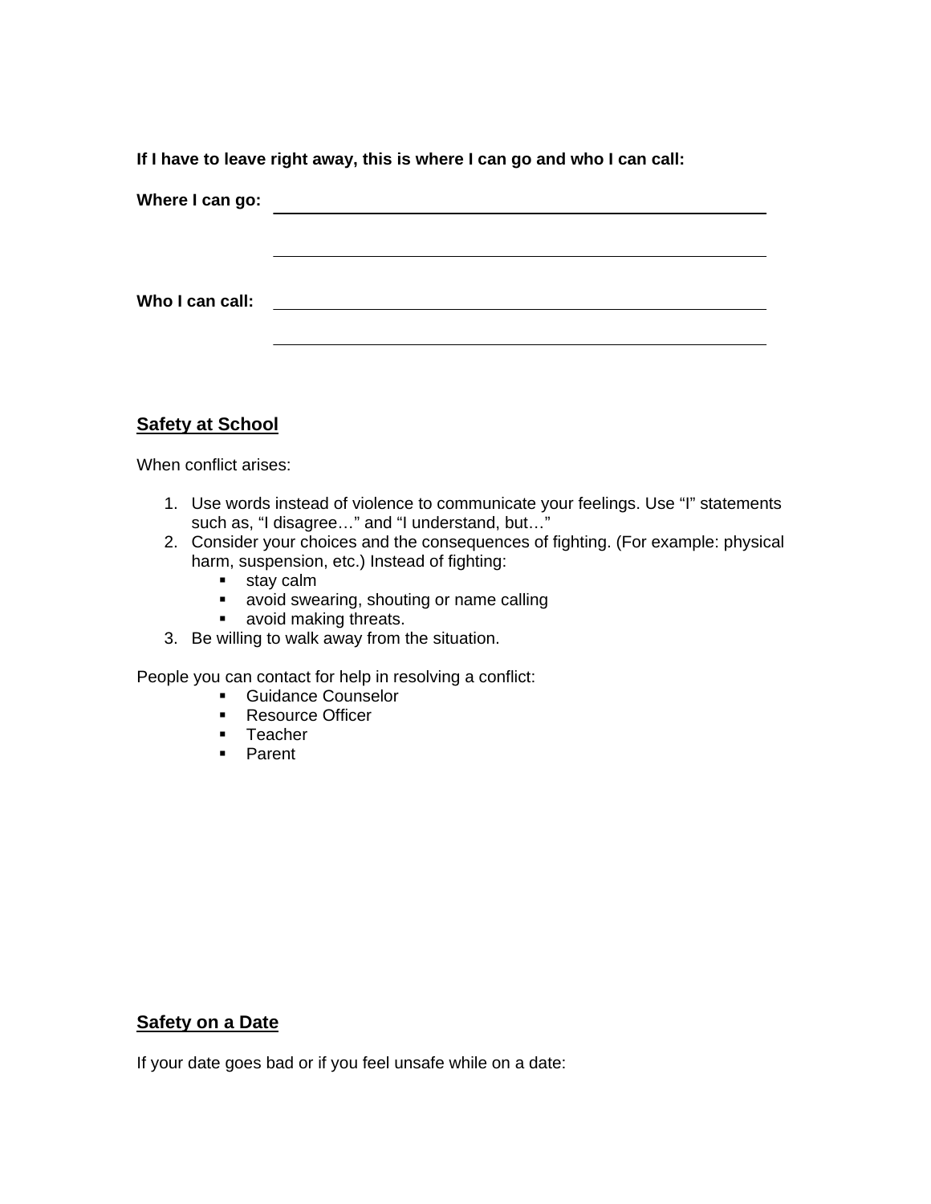**If I have to leave right away, this is where I can go and who I can call:**

**Where I can go:** ______________________________________________

______________________________________________

**Who I can call:** ______________________________________________

______________________________________________

## Safety at School

When conflict arises:

1. Use words instead of violence to communicate your feelings. Use "I" statements such as, "I disagree…" and "I understand, but…"
2. Consider your choices and the consequences of fighting. (For example: physical harm, suspension, etc.) Instead of fighting:
   - stay calm
   - avoid swearing, shouting or name calling
   - avoid making threats.
3. Be willing to walk away from the situation.

People you can contact for help in resolving a conflict:

- Guidance Counselor
- Resource Officer
- Teacher
- Parent

## Safety on a Date

If your date goes bad or if you feel unsafe while on a date: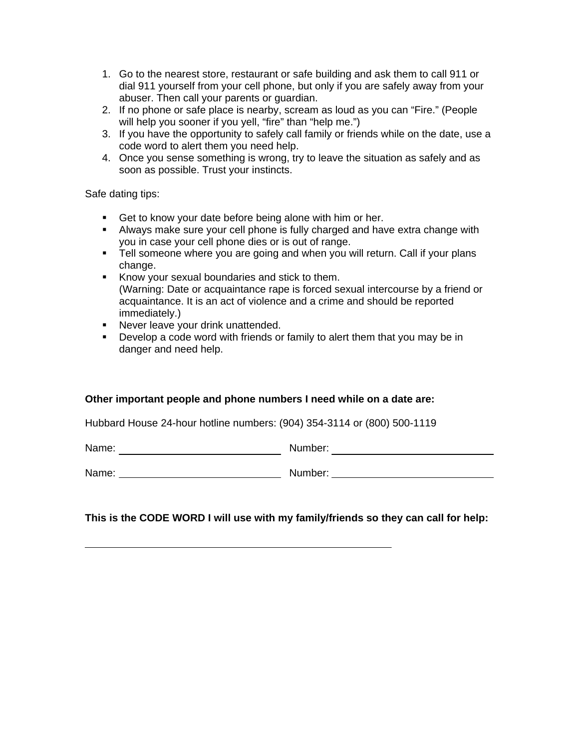1. Go to the nearest store, restaurant or safe building and ask them to call 911 or dial 911 yourself from your cell phone, but only if you are safely away from your abuser. Then call your parents or guardian.
2. If no phone or safe place is nearby, scream as loud as you can "Fire." (People will help you sooner if you yell, "fire" than "help me.")
3. If you have the opportunity to safely call family or friends while on the date, use a code word to alert them you need help.
4. Once you sense something is wrong, try to leave the situation as safely and as soon as possible. Trust your instincts.

Safe dating tips:

- Get to know your date before being alone with him or her.
- Always make sure your cell phone is fully charged and have extra change with you in case your cell phone dies or is out of range.
- Tell someone where you are going and when you will return. Call if your plans change.
- Know your sexual boundaries and stick to them.
  (Warning: Date or acquaintance rape is forced sexual intercourse by a friend or acquaintance. It is an act of violence and a crime and should be reported immediately.)
- Never leave your drink unattended.
- Develop a code word with friends or family to alert them that you may be in danger and need help.

**Other important people and phone numbers I need while on a date are:**

Hubbard House 24-hour hotline numbers: (904) 354-3114 or (800) 500-1119

Name: ____________________________ Number: ____________________________

Name: ____________________________ Number: ____________________________

**This is the CODE WORD I will use with my family/friends so they can call for help:**

______________________________________________________